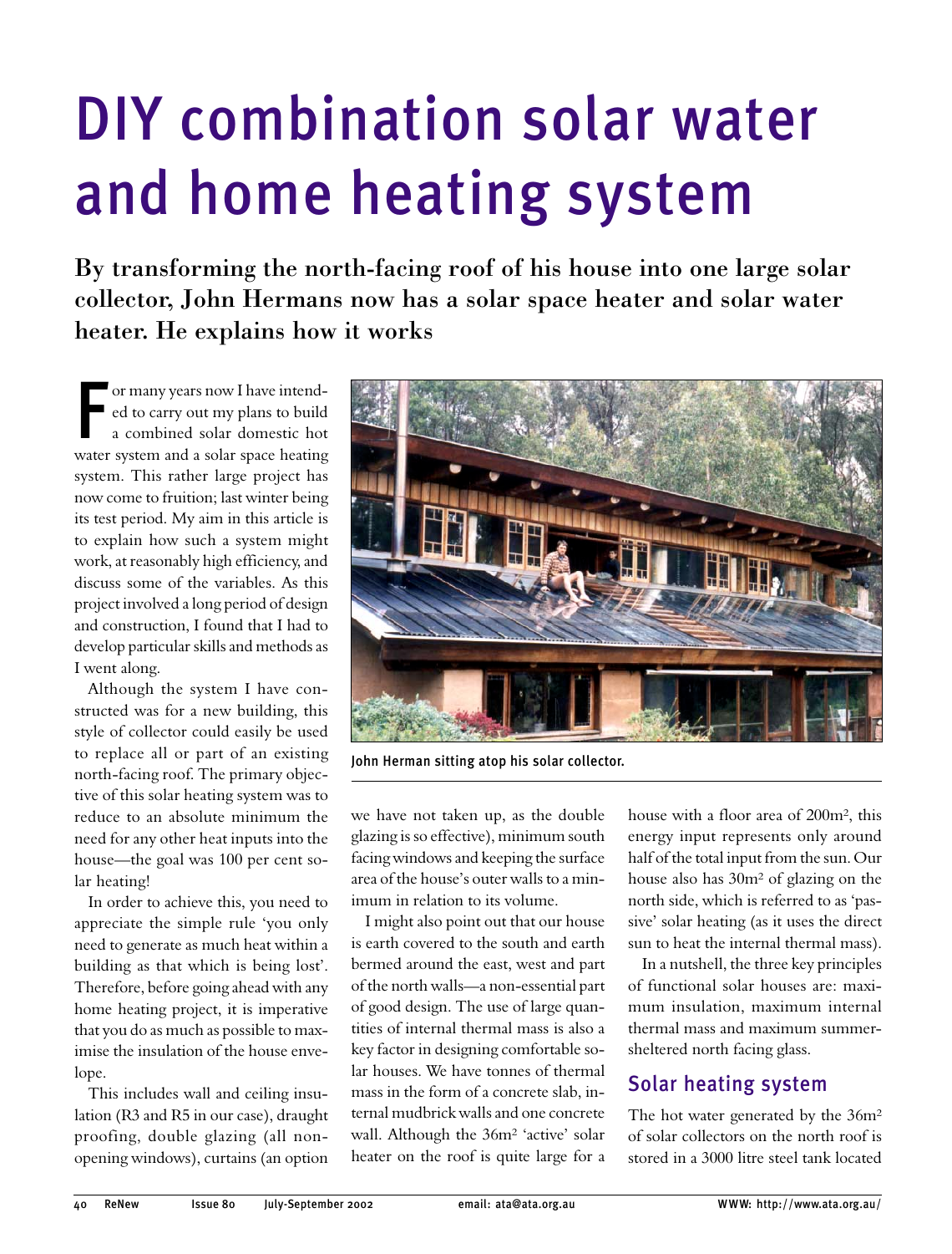# DIY combination solar water and home heating system

**By transforming the north-facing roof of his house into one large solar collector, John Hermans now has a solar space heater and solar water heater. He explains how it works**

For many years now I have intended to carry out my plans to build a combined solar domestic hot water system and a solar space heating system. This rather large project has now come to fruition; last winter being its test period. My aim in this article is to explain how such a system might work, at reasonably high efficiency, and discuss some of the variables. As this project involved a long period of design and construction, I found that I had to develop particular skills and methods as I went along.

Although the system I have constructed was for a new building, this style of collector could easily be used to replace all or part of an existing north-facing roof. The primary objective of this solar heating system was to reduce to an absolute minimum the need for any other heat inputs into the house—the goal was 100 per cent solar heating!

In order to achieve this, you need to appreciate the simple rule 'you only need to generate as much heat within a building as that which is being lost'. Therefore, before going ahead with any home heating project, it is imperative that you do as much as possible to maximise the insulation of the house envelope.

This includes wall and ceiling insulation (R3 and R5 in our case), draught proofing, double glazing (all non-opening windows), curtains (an option we have not taken up, as the double glazing is so effective), minimum south facing windows and keeping the surface area of the house's outer walls to a minimum in relation to its volume.

John Herman sitting atop his solar collector.

I might also point out that our house is earth covered to the south and earth bermed around the east, west and part of the north walls—a non-essential part of good design. The use of large quantities of internal thermal mass is also a key factor in designing comfortable solar houses. We have tonnes of thermal mass in the form of a concrete slab, internal mudbrick walls and one concrete wall. Although the 36m$^2$ 'active' solar heater on the roof is quite large for a house with a floor area of 200m$^2$, this energy input represents only around half of the total input from the sun. Our house also has 30m$^2$ of glazing on the north side, which is referred to as 'passive' solar heating (as it uses the direct sun to heat the internal thermal mass).

In a nutshell, the three key principles of functional solar houses are: maximum insulation, maximum internal thermal mass and maximum summer-sheltered north facing glass.

## Solar heating system

The hot water generated by the 36m$^2$ of solar collectors on the north roof is stored in a 3000 litre steel tank located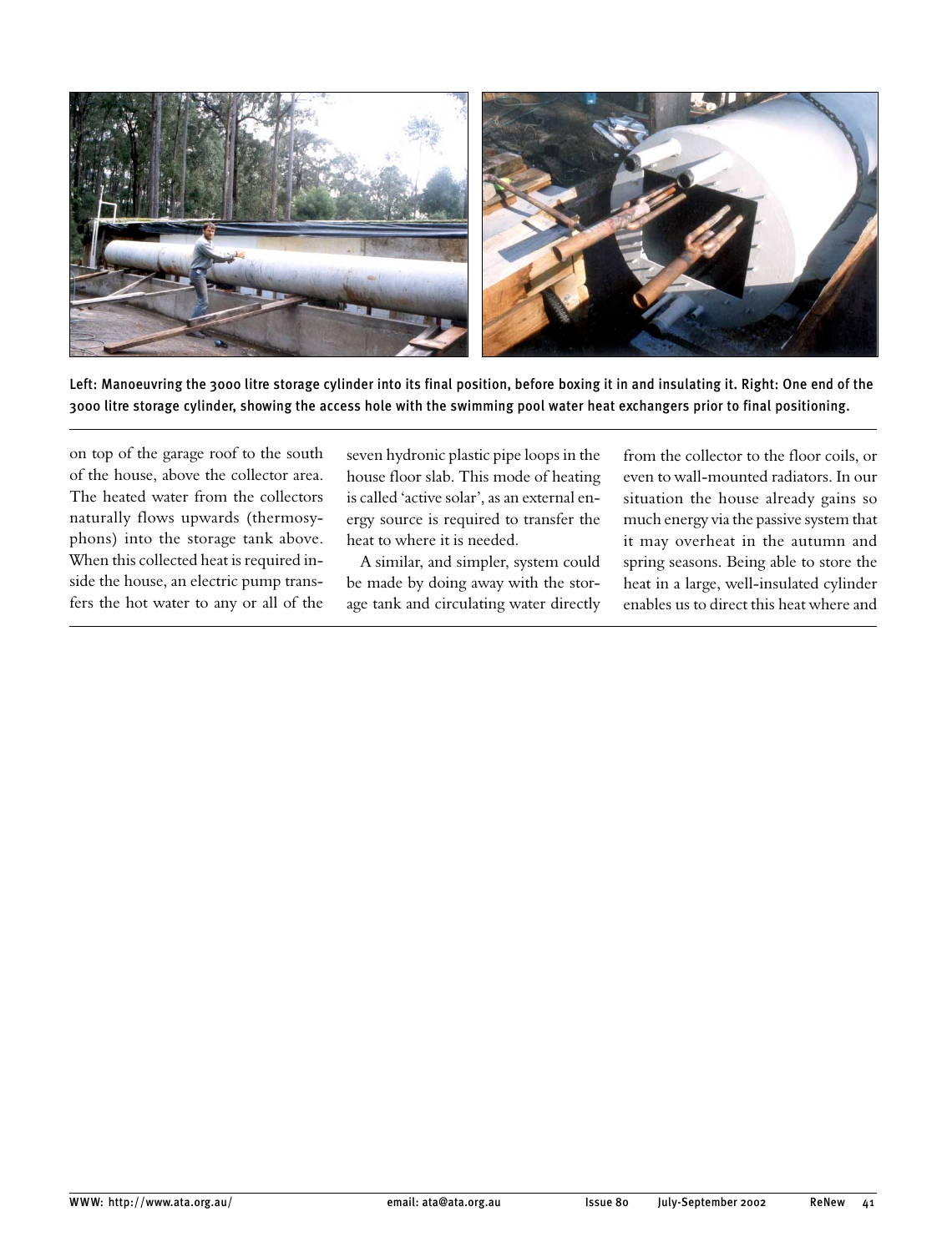Left: Manoeuvring the 3000 litre storage cylinder into its final position, before boxing it in and insulating it. Right: One end of the 3000 litre storage cylinder, showing the access hole with the swimming pool water heat exchangers prior to final positioning.

on top of the garage roof to the south of the house, above the collector area. The heated water from the collectors naturally flows upwards (thermosyphons) into the storage tank above. When this collected heat is required inside the house, an electric pump transfers the hot water to any or all of the seven hydronic plastic pipe loops in the house floor slab. This mode of heating is called 'active solar', as an external energy source is required to transfer the heat to where it is needed.

A similar, and simpler, system could be made by doing away with the storage tank and circulating water directly from the collector to the floor coils, or even to wall-mounted radiators. In our situation the house already gains so much energy via the passive system that it may overheat in the autumn and spring seasons. Being able to store the heat in a large, well-insulated cylinder enables us to direct this heat where and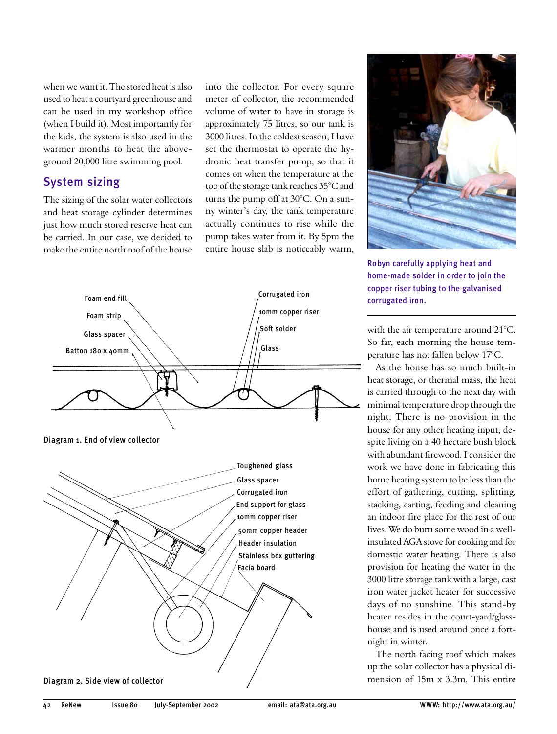when we want it. The stored heat is also used to heat a courtyard greenhouse and can be used in my workshop office (when I build it). Most importantly for the kids, the system is also used in the warmer months to heat the above-ground 20,000 litre swimming pool.

## System sizing

The sizing of the solar water collectors and heat storage cylinder determines just how much stored reserve heat can be carried. In our case, we decided to make the entire north roof of the house into the collector. For every square meter of collector, the recommended volume of water to have in storage is approximately 75 litres, so our tank is 3000 litres. In the coldest season, I have set the thermostat to operate the hydronic heat transfer pump, so that it comes on when the temperature at the top of the storage tank reaches 35°C and turns the pump off at 30°C. On a sunny winter's day, the tank temperature actually continues to rise while the pump takes water from it. By 5pm the entire house slab is noticeably warm, with the air temperature around 21°C. So far, each morning the house temperature has not fallen below 17°C.

Robyn carefully applying heat and home-made solder in order to join the copper riser tubing to the galvanised corrugated iron.

Foam end fill
Foam strip
Glass spacer
Batton 180 x 40mm
Corrugated iron
10mm copper riser
Soft solder
Glass

Diagram 1. End of view collector

Toughened glass
Glass spacer
Corrugated iron
End support for glass
10mm copper riser
50mm copper header
Header insulation
Stainless box guttering
Facia board

Diagram 2. Side view of collector

As the house has so much built-in heat storage, or thermal mass, the heat is carried through to the next day with minimal temperature drop through the night. There is no provision in the house for any other heating input, despite living on a 40 hectare bush block with abundant firewood. I consider the work we have done in fabricating this home heating system to be less than the effort of gathering, cutting, splitting, stacking, carting, feeding and cleaning an indoor fire place for the rest of our lives. We do burn some wood in a well-insulated AGA stove for cooking and for domestic water heating. There is also provision for heating the water in the 3000 litre storage tank with a large, cast iron water jacket heater for successive days of no sunshine. This stand-by heater resides in the court-yard/glass-house and is used around once a fortnight in winter.

The north facing roof which makes up the solar collector has a physical dimension of 15m x 3.3m. This entire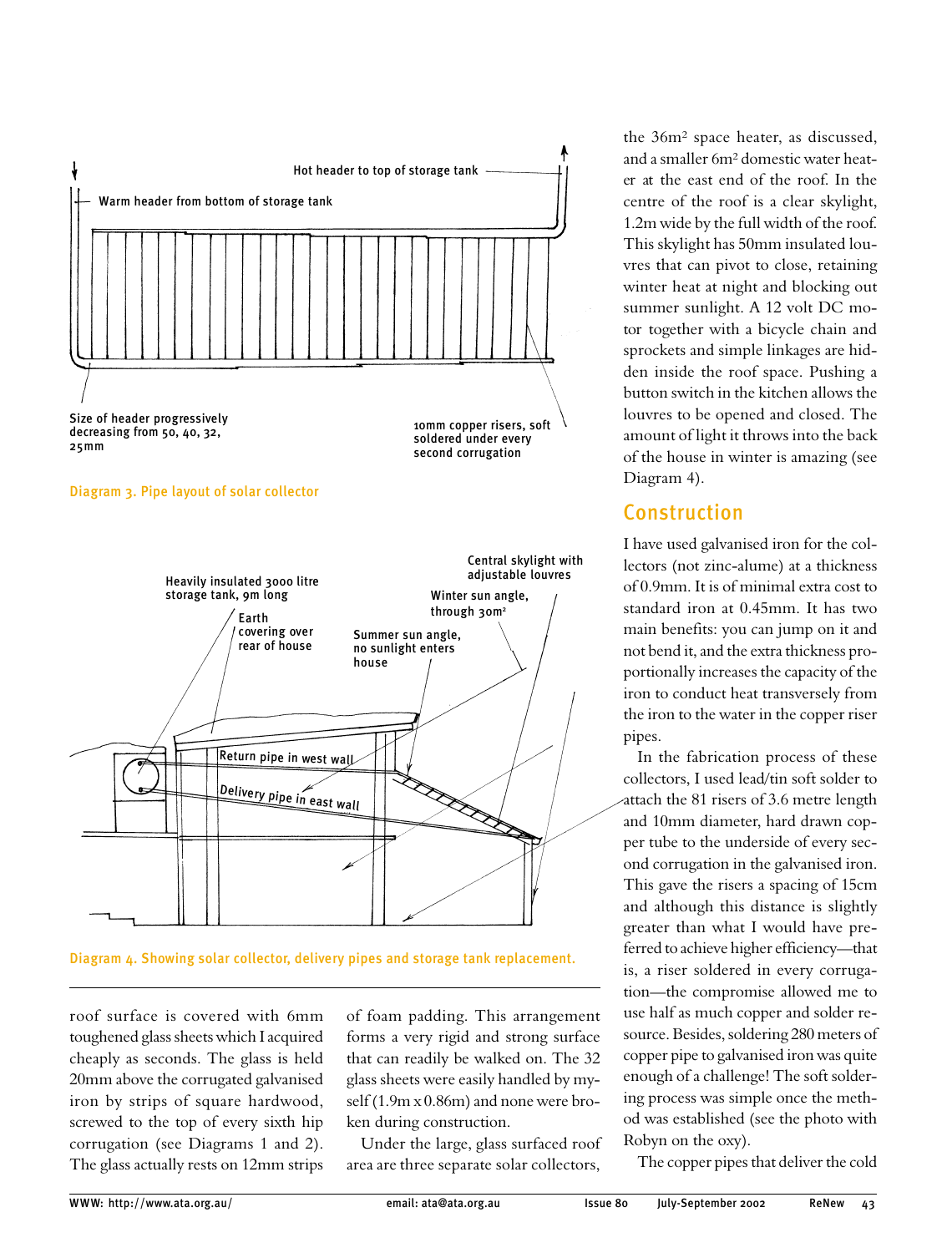Hot header to top of storage tank

Warm header from bottom of storage tank

Size of header progressively decreasing from 50, 40, 32, 25mm

10mm copper risers, soft soldered under every second corrugation

Diagram 3. Pipe layout of solar collector

Heavily insulated 3000 litre storage tank, 9m long

Earth covering over rear of house

Central skylight with adjustable louvres

Winter sun angle, through 30m²

Summer sun angle, no sunlight enters house

Return pipe in west wall

Delivery pipe in east wall

Diagram 4. Showing solar collector, delivery pipes and storage tank replacement.

roof surface is covered with 6mm toughened glass sheets which I acquired cheaply as seconds. The glass is held 20mm above the corrugated galvanised iron by strips of square hardwood, screwed to the top of every sixth hip corrugation (see Diagrams 1 and 2). The glass actually rests on 12mm strips of foam padding. This arrangement forms a very rigid and strong surface that can readily be walked on. The 32 glass sheets were easily handled by myself (1.9m x 0.86m) and none were broken during construction.

Under the large, glass surfaced roof area are three separate solar collectors, the 36m² space heater, as discussed, and a smaller 6m² domestic water heater at the east end of the roof. In the centre of the roof is a clear skylight, 1.2m wide by the full width of the roof. This skylight has 50mm insulated louvres that can pivot to close, retaining winter heat at night and blocking out summer sunlight. A 12 volt DC motor together with a bicycle chain and sprockets and simple linkages are hidden inside the roof space. Pushing a button switch in the kitchen allows the louvres to be opened and closed. The amount of light it throws into the back of the house in winter is amazing (see Diagram 4).

## Construction

I have used galvanised iron for the collectors (not zinc-alume) at a thickness of 0.9mm. It is of minimal extra cost to standard iron at 0.45mm. It has two main benefits: you can jump on it and not bend it, and the extra thickness proportionally increases the capacity of the iron to conduct heat transversely from the iron to the water in the copper riser pipes.

In the fabrication process of these collectors, I used lead/tin soft solder to attach the 81 risers of 3.6 metre length and 10mm diameter, hard drawn copper tube to the underside of every second corrugation in the galvanised iron. This gave the risers a spacing of 15cm and although this distance is slightly greater than what I would have preferred to achieve higher efficiency—that is, a riser soldered in every corrugation—the compromise allowed me to use half as much copper and solder resource. Besides, soldering 280 meters of copper pipe to galvanised iron was quite enough of a challenge! The soft soldering process was simple once the method was established (see the photo with Robyn on the oxy).

The copper pipes that deliver the cold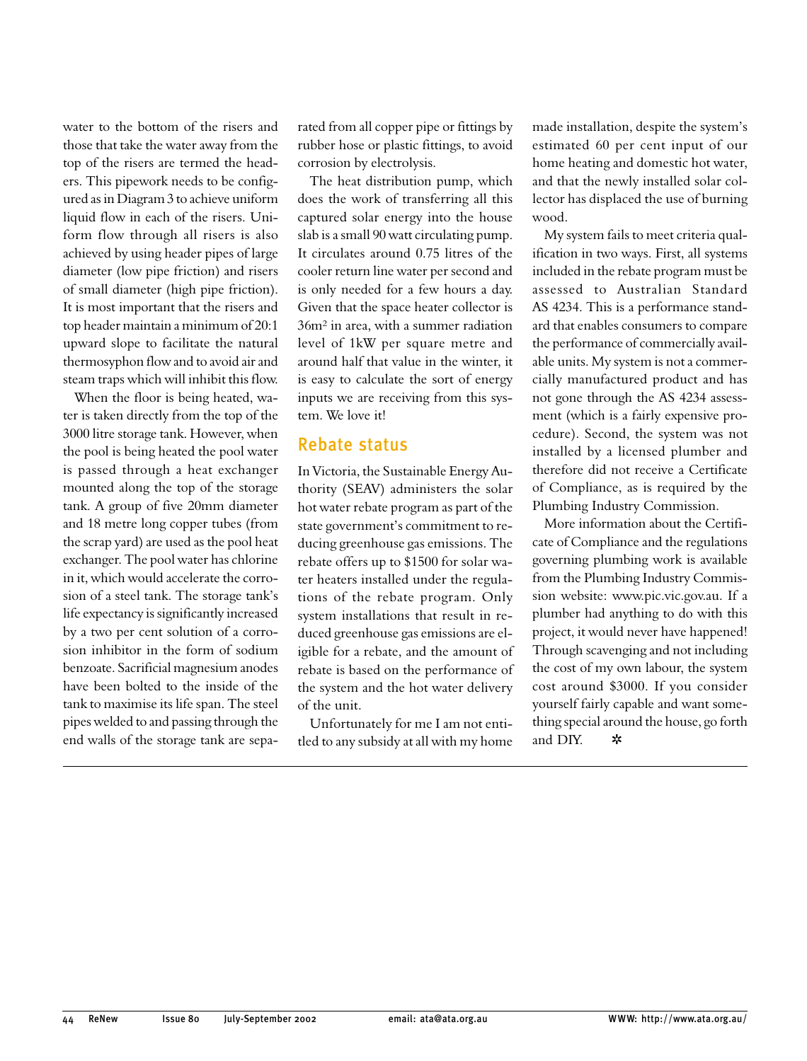water to the bottom of the risers and those that take the water away from the top of the risers are termed the headers. This pipework needs to be configured as in Diagram 3 to achieve uniform liquid flow in each of the risers. Uniform flow through all risers is also achieved by using header pipes of large diameter (low pipe friction) and risers of small diameter (high pipe friction). It is most important that the risers and top header maintain a minimum of 20:1 upward slope to facilitate the natural thermosyphon flow and to avoid air and steam traps which will inhibit this flow.

When the floor is being heated, water is taken directly from the top of the 3000 litre storage tank. However, when the pool is being heated the pool water is passed through a heat exchanger mounted along the top of the storage tank. A group of five 20mm diameter and 18 metre long copper tubes (from the scrap yard) are used as the pool heat exchanger. The pool water has chlorine in it, which would accelerate the corrosion of a steel tank. The storage tank's life expectancy is significantly increased by a two per cent solution of a corrosion inhibitor in the form of sodium benzoate. Sacrificial magnesium anodes have been bolted to the inside of the tank to maximise its life span. The steel pipes welded to and passing through the end walls of the storage tank are separated from all copper pipe or fittings by rubber hose or plastic fittings, to avoid corrosion by electrolysis.

The heat distribution pump, which does the work of transferring all this captured solar energy into the house slab is a small 90 watt circulating pump. It circulates around 0.75 litres of the cooler return line water per second and is only needed for a few hours a day. Given that the space heater collector is 36m$^2$ in area, with a summer radiation level of 1kW per square metre and around half that value in the winter, it is easy to calculate the sort of energy inputs we are receiving from this system. We love it!

## Rebate status

In Victoria, the Sustainable Energy Authority (SEAV) administers the solar hot water rebate program as part of the state government's commitment to reducing greenhouse gas emissions. The rebate offers up to $1500 for solar water heaters installed under the regulations of the rebate program. Only system installations that result in reduced greenhouse gas emissions are eligible for a rebate, and the amount of rebate is based on the performance of the system and the hot water delivery of the unit.

Unfortunately for me I am not entitled to any subsidy at all with my home made installation, despite the system's estimated 60 per cent input of our home heating and domestic hot water, and that the newly installed solar collector has displaced the use of burning wood.

My system fails to meet criteria qualification in two ways. First, all systems included in the rebate program must be assessed to Australian Standard AS 4234. This is a performance standard that enables consumers to compare the performance of commercially available units. My system is not a commercially manufactured product and has not gone through the AS 4234 assessment (which is a fairly expensive procedure). Second, the system was not installed by a licensed plumber and therefore did not receive a Certificate of Compliance, as is required by the Plumbing Industry Commission.

More information about the Certificate of Compliance and the regulations governing plumbing work is available from the Plumbing Industry Commission website: www.pic.vic.gov.au. If a plumber had anything to do with this project, it would never have happened! Through scavenging and not including the cost of my own labour, the system cost around $3000. If you consider yourself fairly capable and want something special around the house, go forth and DIY. ✲